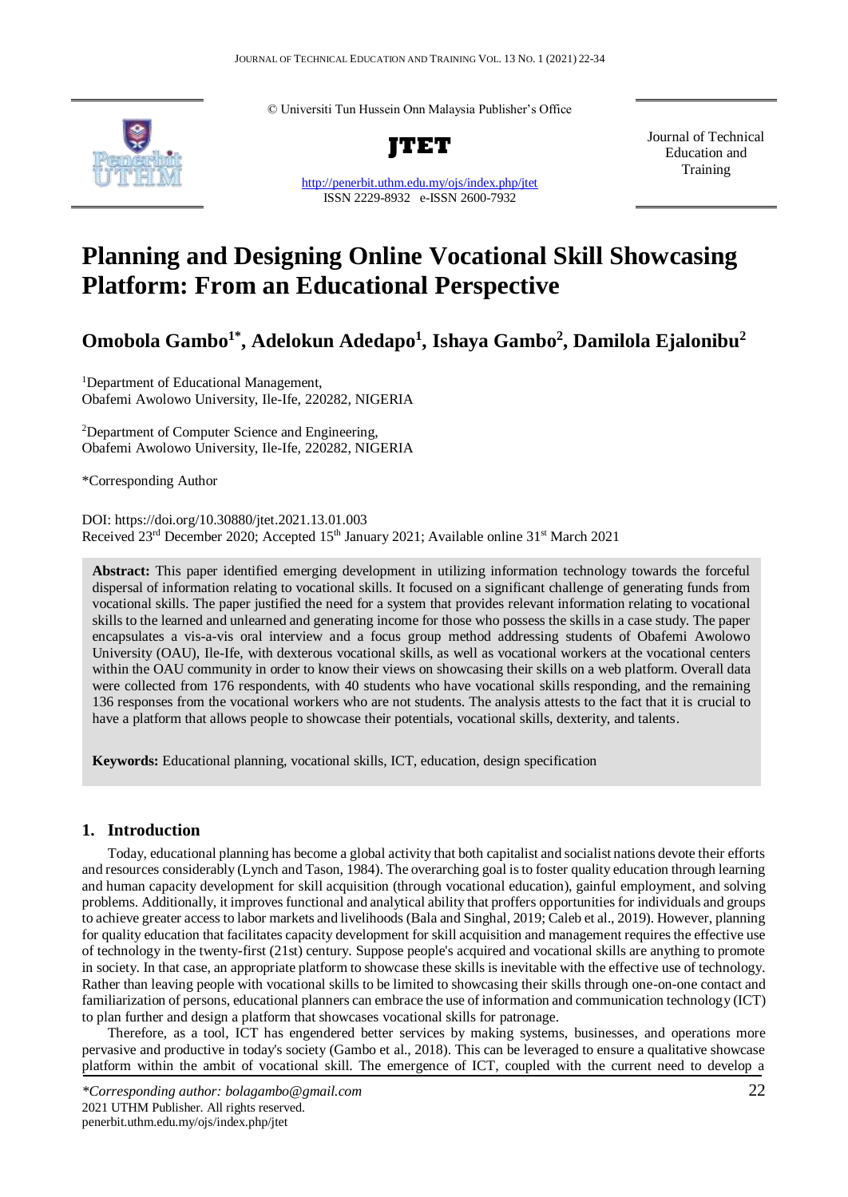© Universiti Tun Hussein Onn Malaysia Publisher's Office

**JTET**

http://penerbit.uthm.edu.my/ojs/index.php/jtet
ISSN 2229-8932 e-ISSN 2600-7932

Journal of Technical Education and Training

# Planning and Designing Online Vocational Skill Showcasing Platform: From an Educational Perspective

**Omobola Gambo[1*], Adelokun Adedapo[1], Ishaya Gambo[2], Damilola Ejalonibu[2]**

[1]Department of Educational Management,
Obafemi Awolowo University, Ile-Ife, 220282, NIGERIA

[2]Department of Computer Science and Engineering,
Obafemi Awolowo University, Ile-Ife, 220282, NIGERIA

*Corresponding Author

DOI: https://doi.org/10.30880/jtet.2021.13.01.003
Received 23rd December 2020; Accepted 15th January 2021; Available online 31st March 2021

**Abstract:** This paper identified emerging development in utilizing information technology towards the forceful dispersal of information relating to vocational skills. It focused on a significant challenge of generating funds from vocational skills. The paper justified the need for a system that provides relevant information relating to vocational skills to the learned and unlearned and generating income for those who possess the skills in a case study. The paper encapsulates a vis-a-vis oral interview and a focus group method addressing students of Obafemi Awolowo University (OAU), Ile-Ife, with dexterous vocational skills, as well as vocational workers at the vocational centers within the OAU community in order to know their views on showcasing their skills on a web platform. Overall data were collected from 176 respondents, with 40 students who have vocational skills responding, and the remaining 136 responses from the vocational workers who are not students. The analysis attests to the fact that it is crucial to have a platform that allows people to showcase their potentials, vocational skills, dexterity, and talents.

**Keywords:** Educational planning, vocational skills, ICT, education, design specification

## 1. Introduction

Today, educational planning has become a global activity that both capitalist and socialist nations devote their efforts and resources considerably (Lynch and Tason, 1984). The overarching goal is to foster quality education through learning and human capacity development for skill acquisition (through vocational education), gainful employment, and solving problems. Additionally, it improves functional and analytical ability that proffers opportunities for individuals and groups to achieve greater access to labor markets and livelihoods (Bala and Singhal, 2019; Caleb et al., 2019). However, planning for quality education that facilitates capacity development for skill acquisition and management requires the effective use of technology in the twenty-first (21st) century. Suppose people's acquired and vocational skills are anything to promote in society. In that case, an appropriate platform to showcase these skills is inevitable with the effective use of technology. Rather than leaving people with vocational skills to be limited to showcasing their skills through one-on-one contact and familiarization of persons, educational planners can embrace the use of information and communication technology (ICT) to plan further and design a platform that showcases vocational skills for patronage.

Therefore, as a tool, ICT has engendered better services by making systems, businesses, and operations more pervasive and productive in today's society (Gambo et al., 2018). This can be leveraged to ensure a qualitative showcase platform within the ambit of vocational skill. The emergence of ICT, coupled with the current need to develop a

*\*Corresponding author: bolagambo@gmail.com*
2021 UTHM Publisher. All rights reserved.
penerbit.uthm.edu.my/ojs/index.php/jtet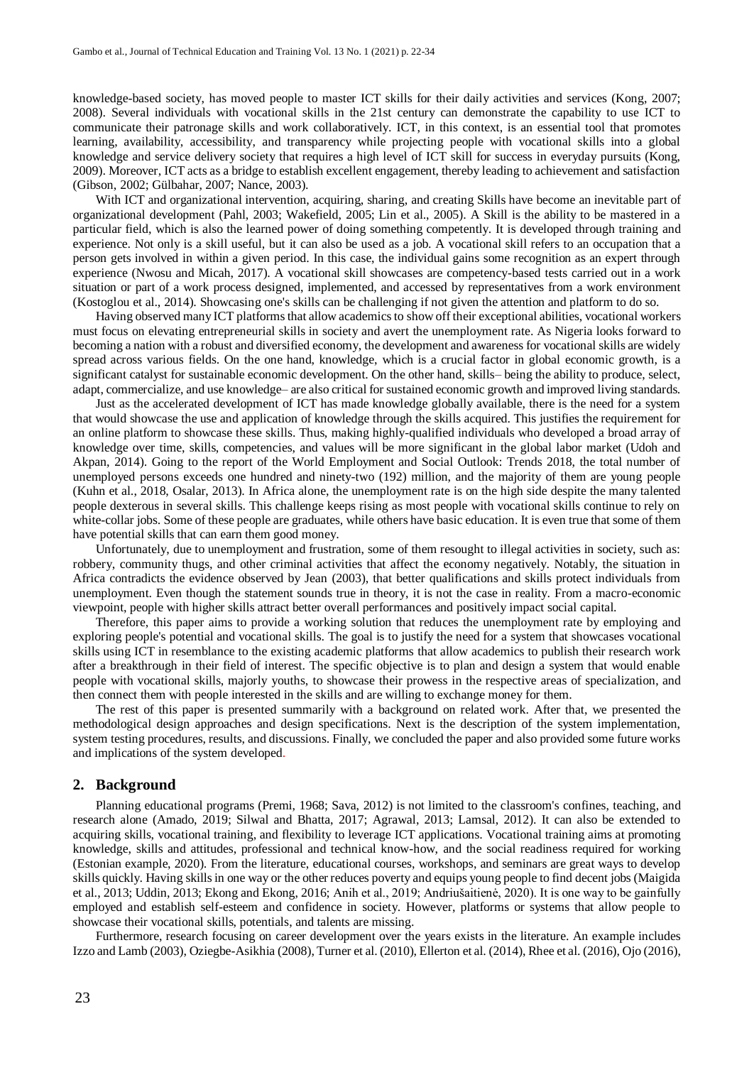knowledge-based society, has moved people to master ICT skills for their daily activities and services (Kong, 2007; 2008). Several individuals with vocational skills in the 21st century can demonstrate the capability to use ICT to communicate their patronage skills and work collaboratively. ICT, in this context, is an essential tool that promotes learning, availability, accessibility, and transparency while projecting people with vocational skills into a global knowledge and service delivery society that requires a high level of ICT skill for success in everyday pursuits (Kong, 2009). Moreover, ICT acts as a bridge to establish excellent engagement, thereby leading to achievement and satisfaction (Gibson, 2002; Gülbahar, 2007; Nance, 2003).

With ICT and organizational intervention, acquiring, sharing, and creating Skills have become an inevitable part of organizational development (Pahl, 2003; Wakefield, 2005; Lin et al., 2005). A Skill is the ability to be mastered in a particular field, which is also the learned power of doing something competently. It is developed through training and experience. Not only is a skill useful, but it can also be used as a job. A vocational skill refers to an occupation that a person gets involved in within a given period. In this case, the individual gains some recognition as an expert through experience (Nwosu and Micah, 2017). A vocational skill showcases are competency-based tests carried out in a work situation or part of a work process designed, implemented, and accessed by representatives from a work environment (Kostoglou et al., 2014). Showcasing one's skills can be challenging if not given the attention and platform to do so.

Having observed many ICT platforms that allow academics to show off their exceptional abilities, vocational workers must focus on elevating entrepreneurial skills in society and avert the unemployment rate. As Nigeria looks forward to becoming a nation with a robust and diversified economy, the development and awareness for vocational skills are widely spread across various fields. On the one hand, knowledge, which is a crucial factor in global economic growth, is a significant catalyst for sustainable economic development. On the other hand, skills– being the ability to produce, select, adapt, commercialize, and use knowledge– are also critical for sustained economic growth and improved living standards.

Just as the accelerated development of ICT has made knowledge globally available, there is the need for a system that would showcase the use and application of knowledge through the skills acquired. This justifies the requirement for an online platform to showcase these skills. Thus, making highly-qualified individuals who developed a broad array of knowledge over time, skills, competencies, and values will be more significant in the global labor market (Udoh and Akpan, 2014). Going to the report of the World Employment and Social Outlook: Trends 2018, the total number of unemployed persons exceeds one hundred and ninety-two (192) million, and the majority of them are young people (Kuhn et al., 2018, Osalar, 2013). In Africa alone, the unemployment rate is on the high side despite the many talented people dexterous in several skills. This challenge keeps rising as most people with vocational skills continue to rely on white-collar jobs. Some of these people are graduates, while others have basic education. It is even true that some of them have potential skills that can earn them good money.

Unfortunately, due to unemployment and frustration, some of them resought to illegal activities in society, such as: robbery, community thugs, and other criminal activities that affect the economy negatively. Notably, the situation in Africa contradicts the evidence observed by Jean (2003), that better qualifications and skills protect individuals from unemployment. Even though the statement sounds true in theory, it is not the case in reality. From a macro-economic viewpoint, people with higher skills attract better overall performances and positively impact social capital.

Therefore, this paper aims to provide a working solution that reduces the unemployment rate by employing and exploring people's potential and vocational skills. The goal is to justify the need for a system that showcases vocational skills using ICT in resemblance to the existing academic platforms that allow academics to publish their research work after a breakthrough in their field of interest. The specific objective is to plan and design a system that would enable people with vocational skills, majorly youths, to showcase their prowess in the respective areas of specialization, and then connect them with people interested in the skills and are willing to exchange money for them.

The rest of this paper is presented summarily with a background on related work. After that, we presented the methodological design approaches and design specifications. Next is the description of the system implementation, system testing procedures, results, and discussions. Finally, we concluded the paper and also provided some future works and implications of the system developed.

## 2. Background

Planning educational programs (Premi, 1968; Sava, 2012) is not limited to the classroom's confines, teaching, and research alone (Amado, 2019; Silwal and Bhatta, 2017; Agrawal, 2013; Lamsal, 2012). It can also be extended to acquiring skills, vocational training, and flexibility to leverage ICT applications. Vocational training aims at promoting knowledge, skills and attitudes, professional and technical know-how, and the social readiness required for working (Estonian example, 2020). From the literature, educational courses, workshops, and seminars are great ways to develop skills quickly. Having skills in one way or the other reduces poverty and equips young people to find decent jobs (Maigida et al., 2013; Uddin, 2013; Ekong and Ekong, 2016; Anih et al., 2019; Andriušaitienė, 2020). It is one way to be gainfully employed and establish self-esteem and confidence in society. However, platforms or systems that allow people to showcase their vocational skills, potentials, and talents are missing.

Furthermore, research focusing on career development over the years exists in the literature. An example includes Izzo and Lamb (2003), Oziegbe-Asikhia (2008), Turner et al. (2010), Ellerton et al. (2014), Rhee et al. (2016), Ojo (2016),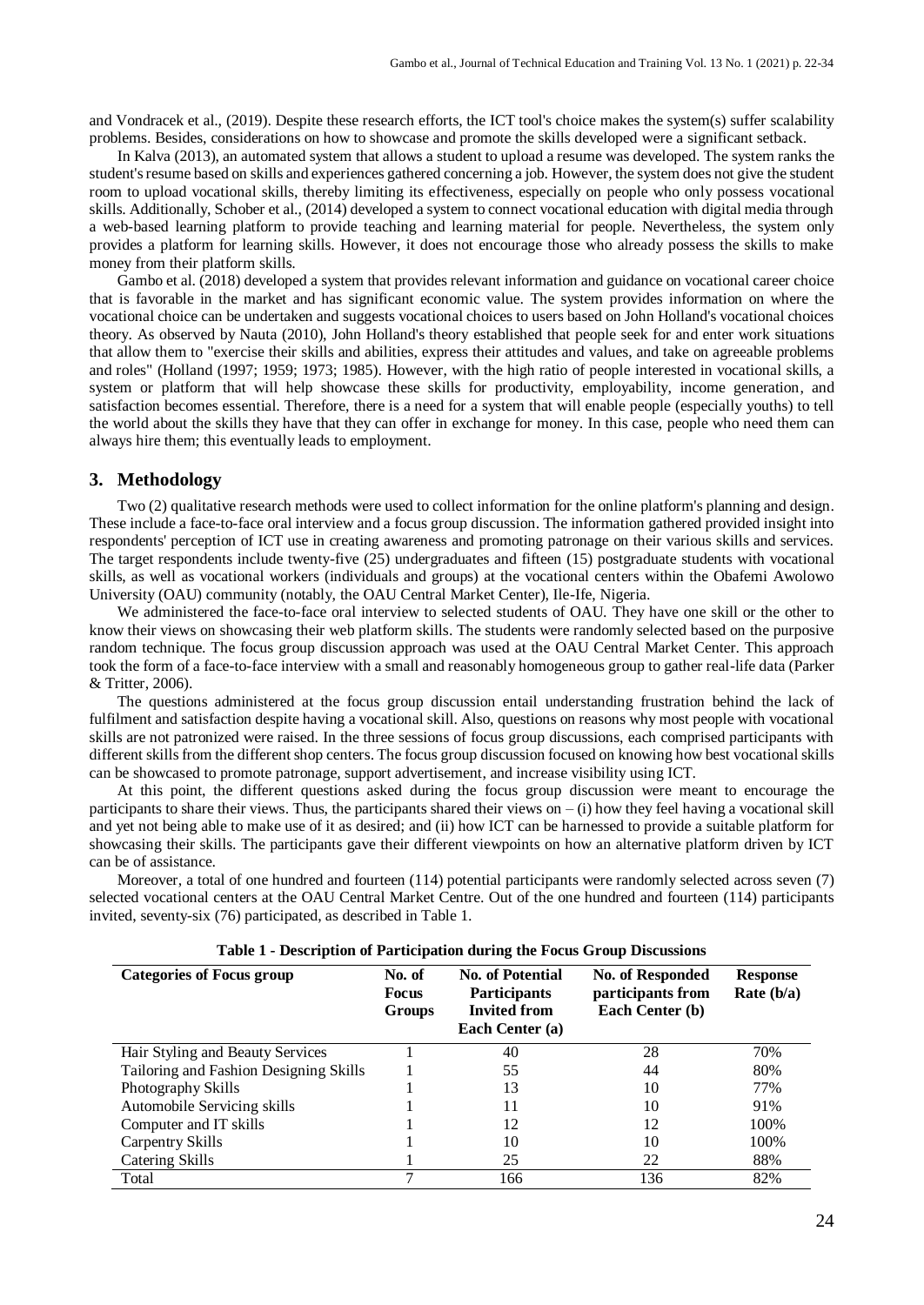and Vondracek et al., (2019). Despite these research efforts, the ICT tool's choice makes the system(s) suffer scalability problems. Besides, considerations on how to showcase and promote the skills developed were a significant setback.

In Kalva (2013), an automated system that allows a student to upload a resume was developed. The system ranks the student's resume based on skills and experiences gathered concerning a job. However, the system does not give the student room to upload vocational skills, thereby limiting its effectiveness, especially on people who only possess vocational skills. Additionally, Schober et al., (2014) developed a system to connect vocational education with digital media through a web-based learning platform to provide teaching and learning material for people. Nevertheless, the system only provides a platform for learning skills. However, it does not encourage those who already possess the skills to make money from their platform skills.

Gambo et al. (2018) developed a system that provides relevant information and guidance on vocational career choice that is favorable in the market and has significant economic value. The system provides information on where the vocational choice can be undertaken and suggests vocational choices to users based on John Holland's vocational choices theory. As observed by Nauta (2010), John Holland's theory established that people seek for and enter work situations that allow them to "exercise their skills and abilities, express their attitudes and values, and take on agreeable problems and roles" (Holland (1997; 1959; 1973; 1985). However, with the high ratio of people interested in vocational skills, a system or platform that will help showcase these skills for productivity, employability, income generation, and satisfaction becomes essential. Therefore, there is a need for a system that will enable people (especially youths) to tell the world about the skills they have that they can offer in exchange for money. In this case, people who need them can always hire them; this eventually leads to employment.

## 3. Methodology

Two (2) qualitative research methods were used to collect information for the online platform's planning and design. These include a face-to-face oral interview and a focus group discussion. The information gathered provided insight into respondents' perception of ICT use in creating awareness and promoting patronage on their various skills and services. The target respondents include twenty-five (25) undergraduates and fifteen (15) postgraduate students with vocational skills, as well as vocational workers (individuals and groups) at the vocational centers within the Obafemi Awolowo University (OAU) community (notably, the OAU Central Market Center), Ile-Ife, Nigeria.

We administered the face-to-face oral interview to selected students of OAU. They have one skill or the other to know their views on showcasing their web platform skills. The students were randomly selected based on the purposive random technique. The focus group discussion approach was used at the OAU Central Market Center. This approach took the form of a face-to-face interview with a small and reasonably homogeneous group to gather real-life data (Parker & Tritter, 2006).

The questions administered at the focus group discussion entail understanding frustration behind the lack of fulfilment and satisfaction despite having a vocational skill. Also, questions on reasons why most people with vocational skills are not patronized were raised. In the three sessions of focus group discussions, each comprised participants with different skills from the different shop centers. The focus group discussion focused on knowing how best vocational skills can be showcased to promote patronage, support advertisement, and increase visibility using ICT.

At this point, the different questions asked during the focus group discussion were meant to encourage the participants to share their views. Thus, the participants shared their views on – (i) how they feel having a vocational skill and yet not being able to make use of it as desired; and (ii) how ICT can be harnessed to provide a suitable platform for showcasing their skills. The participants gave their different viewpoints on how an alternative platform driven by ICT can be of assistance.

Moreover, a total of one hundred and fourteen (114) potential participants were randomly selected across seven (7) selected vocational centers at the OAU Central Market Centre. Out of the one hundred and fourteen (114) participants invited, seventy-six (76) participated, as described in Table 1.

**Table 1 - Description of Participation during the Focus Group Discussions**

| Categories of Focus group | No. of Focus Groups | No. of Potential Participants Invited from Each Center (a) | No. of Responded participants from Each Center (b) | Response Rate (b/a) |
|---|---|---|---|---|
| Hair Styling and Beauty Services | 1 | 40 | 28 | 70% |
| Tailoring and Fashion Designing Skills | 1 | 55 | 44 | 80% |
| Photography Skills | 1 | 13 | 10 | 77% |
| Automobile Servicing skills | 1 | 11 | 10 | 91% |
| Computer and IT skills | 1 | 12 | 12 | 100% |
| Carpentry Skills | 1 | 10 | 10 | 100% |
| Catering Skills | 1 | 25 | 22 | 88% |
| Total | 7 | 166 | 136 | 82% |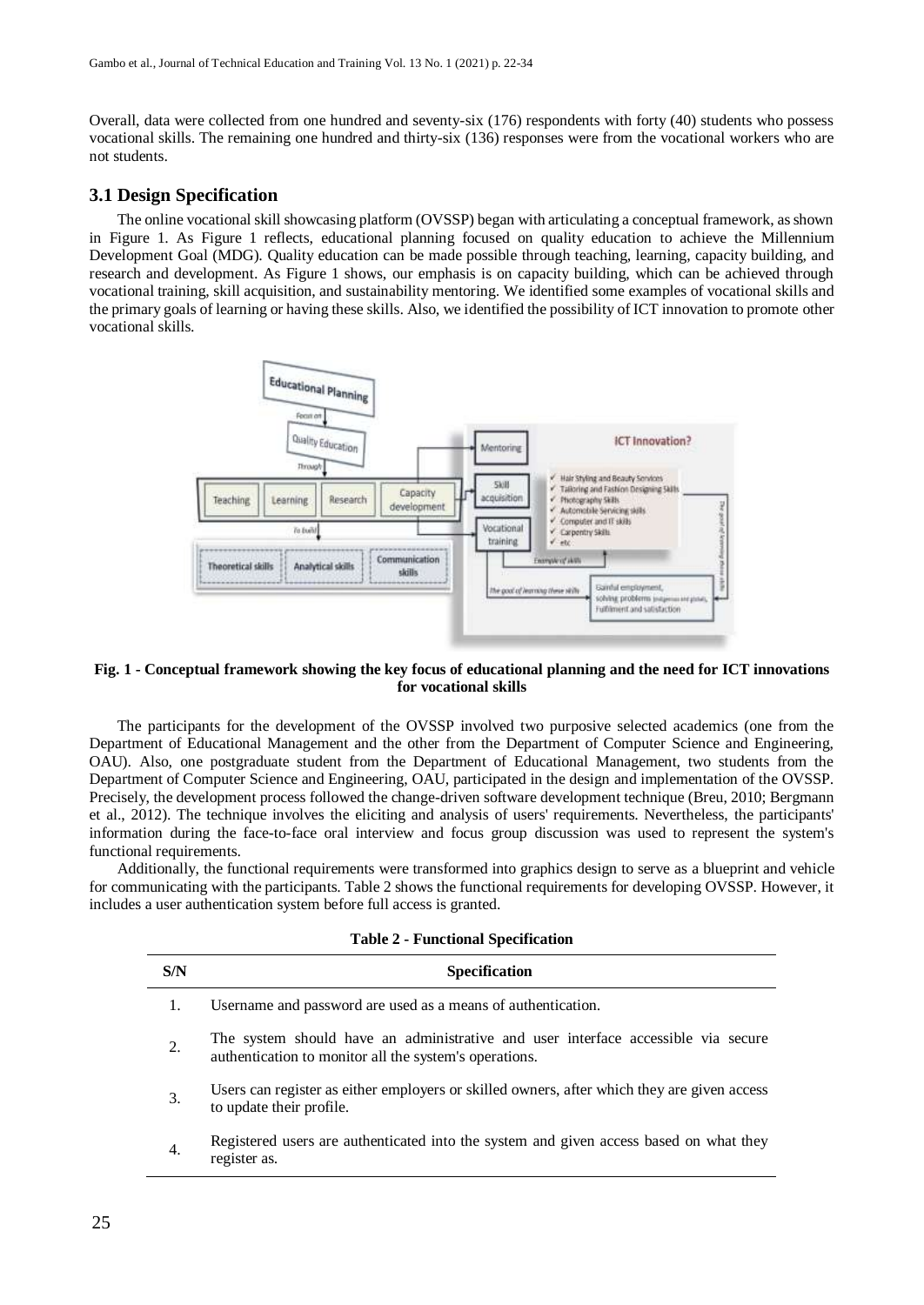Overall, data were collected from one hundred and seventy-six (176) respondents with forty (40) students who possess vocational skills. The remaining one hundred and thirty-six (136) responses were from the vocational workers who are not students.

## 3.1 Design Specification

The online vocational skill showcasing platform (OVSSP) began with articulating a conceptual framework, as shown in Figure 1. As Figure 1 reflects, educational planning focused on quality education to achieve the Millennium Development Goal (MDG). Quality education can be made possible through teaching, learning, capacity building, and research and development. As Figure 1 shows, our emphasis is on capacity building, which can be achieved through vocational training, skill acquisition, and sustainability mentoring. We identified some examples of vocational skills and the primary goals of learning or having these skills. Also, we identified the possibility of ICT innovation to promote other vocational skills.

**Fig. 1 - Conceptual framework showing the key focus of educational planning and the need for ICT innovations for vocational skills**

The participants for the development of the OVSSP involved two purposive selected academics (one from the Department of Educational Management and the other from the Department of Computer Science and Engineering, OAU). Also, one postgraduate student from the Department of Educational Management, two students from the Department of Computer Science and Engineering, OAU, participated in the design and implementation of the OVSSP. Precisely, the development process followed the change-driven software development technique (Breu, 2010; Bergmann et al., 2012). The technique involves the eliciting and analysis of users' requirements. Nevertheless, the participants' information during the face-to-face oral interview and focus group discussion was used to represent the system's functional requirements.

Additionally, the functional requirements were transformed into graphics design to serve as a blueprint and vehicle for communicating with the participants. Table 2 shows the functional requirements for developing OVSSP. However, it includes a user authentication system before full access is granted.

**Table 2 - Functional Specification**

| S/N | Specification |
|---|---|
| 1. | Username and password are used as a means of authentication. |
| 2. | The system should have an administrative and user interface accessible via secure authentication to monitor all the system's operations. |
| 3. | Users can register as either employers or skilled owners, after which they are given access to update their profile. |
| 4. | Registered users are authenticated into the system and given access based on what they register as. |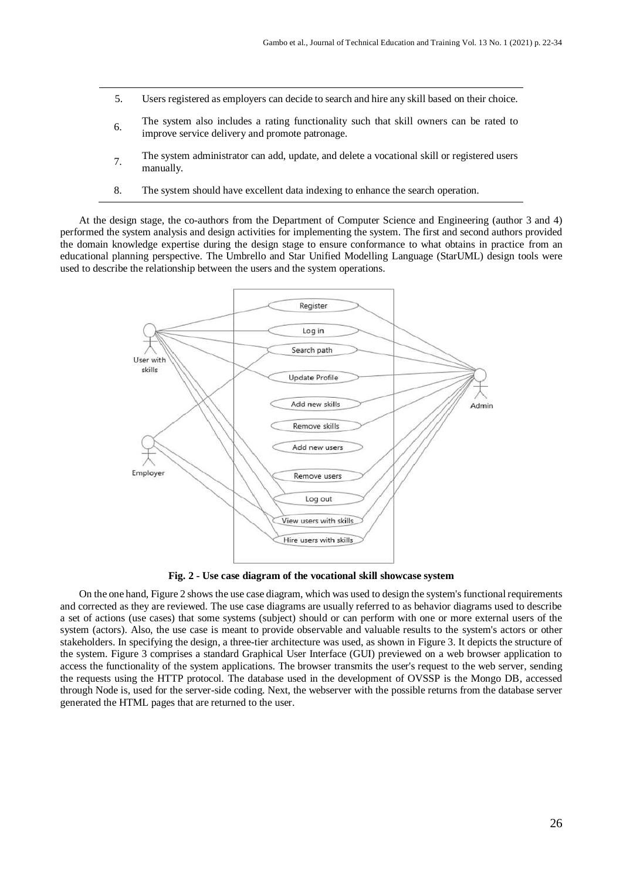| | |
|---|---|
| 5. | Users registered as employers can decide to search and hire any skill based on their choice. |
| 6. | The system also includes a rating functionality such that skill owners can be rated to improve service delivery and promote patronage. |
| 7. | The system administrator can add, update, and delete a vocational skill or registered users manually. |
| 8. | The system should have excellent data indexing to enhance the search operation. |

At the design stage, the co-authors from the Department of Computer Science and Engineering (author 3 and 4) performed the system analysis and design activities for implementing the system. The first and second authors provided the domain knowledge expertise during the design stage to ensure conformance to what obtains in practice from an educational planning perspective. The Umbrello and Star Unified Modelling Language (StarUML) design tools were used to describe the relationship between the users and the system operations.

**Fig. 2 - Use case diagram of the vocational skill showcase system**

On the one hand, Figure 2 shows the use case diagram, which was used to design the system's functional requirements and corrected as they are reviewed. The use case diagrams are usually referred to as behavior diagrams used to describe a set of actions (use cases) that some systems (subject) should or can perform with one or more external users of the system (actors). Also, the use case is meant to provide observable and valuable results to the system's actors or other stakeholders. In specifying the design, a three-tier architecture was used, as shown in Figure 3. It depicts the structure of the system. Figure 3 comprises a standard Graphical User Interface (GUI) previewed on a web browser application to access the functionality of the system applications. The browser transmits the user's request to the web server, sending the requests using the HTTP protocol. The database used in the development of OVSSP is the Mongo DB, accessed through Node is, used for the server-side coding. Next, the webserver with the possible returns from the database server generated the HTML pages that are returned to the user.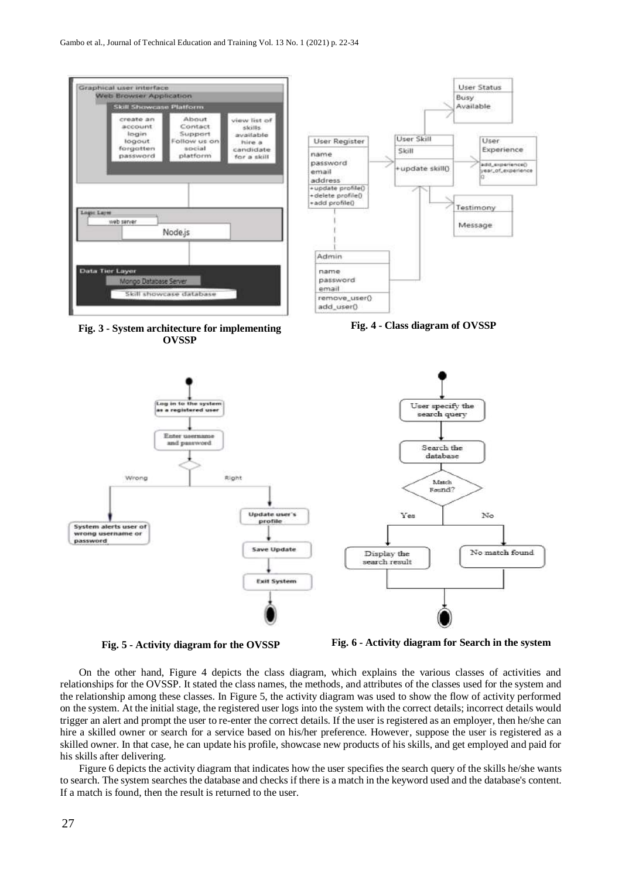Fig. 3 - System architecture for implementing OVSSP

Fig. 4 - Class diagram of OVSSP

Fig. 5 - Activity diagram for the OVSSP

Fig. 6 - Activity diagram for Search in the system

On the other hand, Figure 4 depicts the class diagram, which explains the various classes of activities and relationships for the OVSSP. It stated the class names, the methods, and attributes of the classes used for the system and the relationship among these classes. In Figure 5, the activity diagram was used to show the flow of activity performed on the system. At the initial stage, the registered user logs into the system with the correct details; incorrect details would trigger an alert and prompt the user to re-enter the correct details. If the user is registered as an employer, then he/she can hire a skilled owner or search for a service based on his/her preference. However, suppose the user is registered as a skilled owner. In that case, he can update his profile, showcase new products of his skills, and get employed and paid for his skills after delivering.

Figure 6 depicts the activity diagram that indicates how the user specifies the search query of the skills he/she wants to search. The system searches the database and checks if there is a match in the keyword used and the database's content. If a match is found, then the result is returned to the user.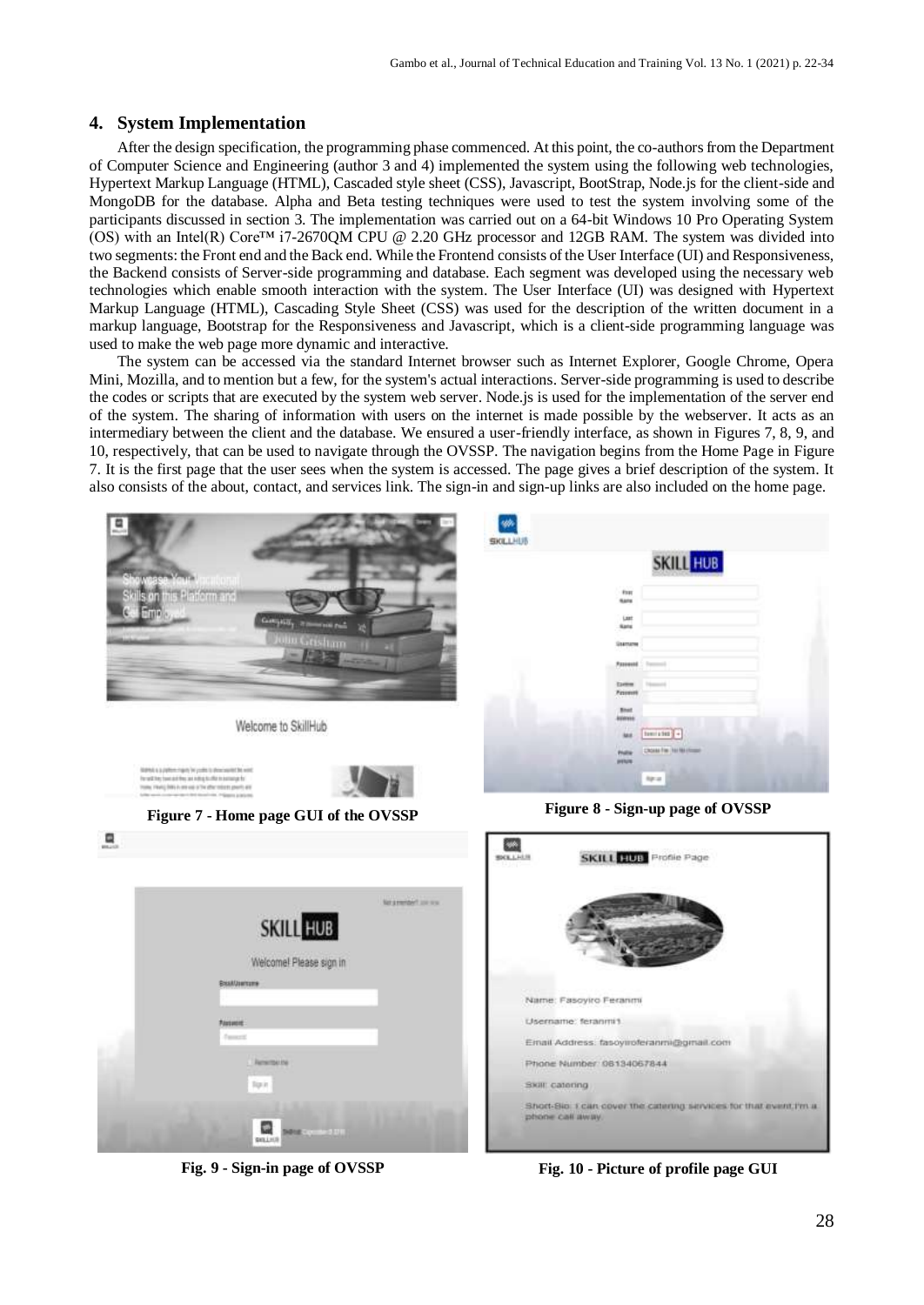## 4. System Implementation

After the design specification, the programming phase commenced. At this point, the co-authors from the Department of Computer Science and Engineering (author 3 and 4) implemented the system using the following web technologies, Hypertext Markup Language (HTML), Cascaded style sheet (CSS), Javascript, BootStrap, Node.js for the client-side and MongoDB for the database. Alpha and Beta testing techniques were used to test the system involving some of the participants discussed in section 3. The implementation was carried out on a 64-bit Windows 10 Pro Operating System (OS) with an Intel(R) Core™ i7-2670QM CPU @ 2.20 GHz processor and 12GB RAM. The system was divided into two segments: the Front end and the Back end. While the Frontend consists of the User Interface (UI) and Responsiveness, the Backend consists of Server-side programming and database. Each segment was developed using the necessary web technologies which enable smooth interaction with the system. The User Interface (UI) was designed with Hypertext Markup Language (HTML), Cascading Style Sheet (CSS) was used for the description of the written document in a markup language, Bootstrap for the Responsiveness and Javascript, which is a client-side programming language was used to make the web page more dynamic and interactive.

The system can be accessed via the standard Internet browser such as Internet Explorer, Google Chrome, Opera Mini, Mozilla, and to mention but a few, for the system's actual interactions. Server-side programming is used to describe the codes or scripts that are executed by the system web server. Node.js is used for the implementation of the server end of the system. The sharing of information with users on the internet is made possible by the webserver. It acts as an intermediary between the client and the database. We ensured a user-friendly interface, as shown in Figures 7, 8, 9, and 10, respectively, that can be used to navigate through the OVSSP. The navigation begins from the Home Page in Figure 7. It is the first page that the user sees when the system is accessed. The page gives a brief description of the system. It also consists of the about, contact, and services link. The sign-in and sign-up links are also included on the home page.

**Figure 7 - Home page GUI of the OVSSP**

**Figure 8 - Sign-up page of OVSSP**

**Fig. 9 - Sign-in page of OVSSP**

**Fig. 10 - Picture of profile page GUI**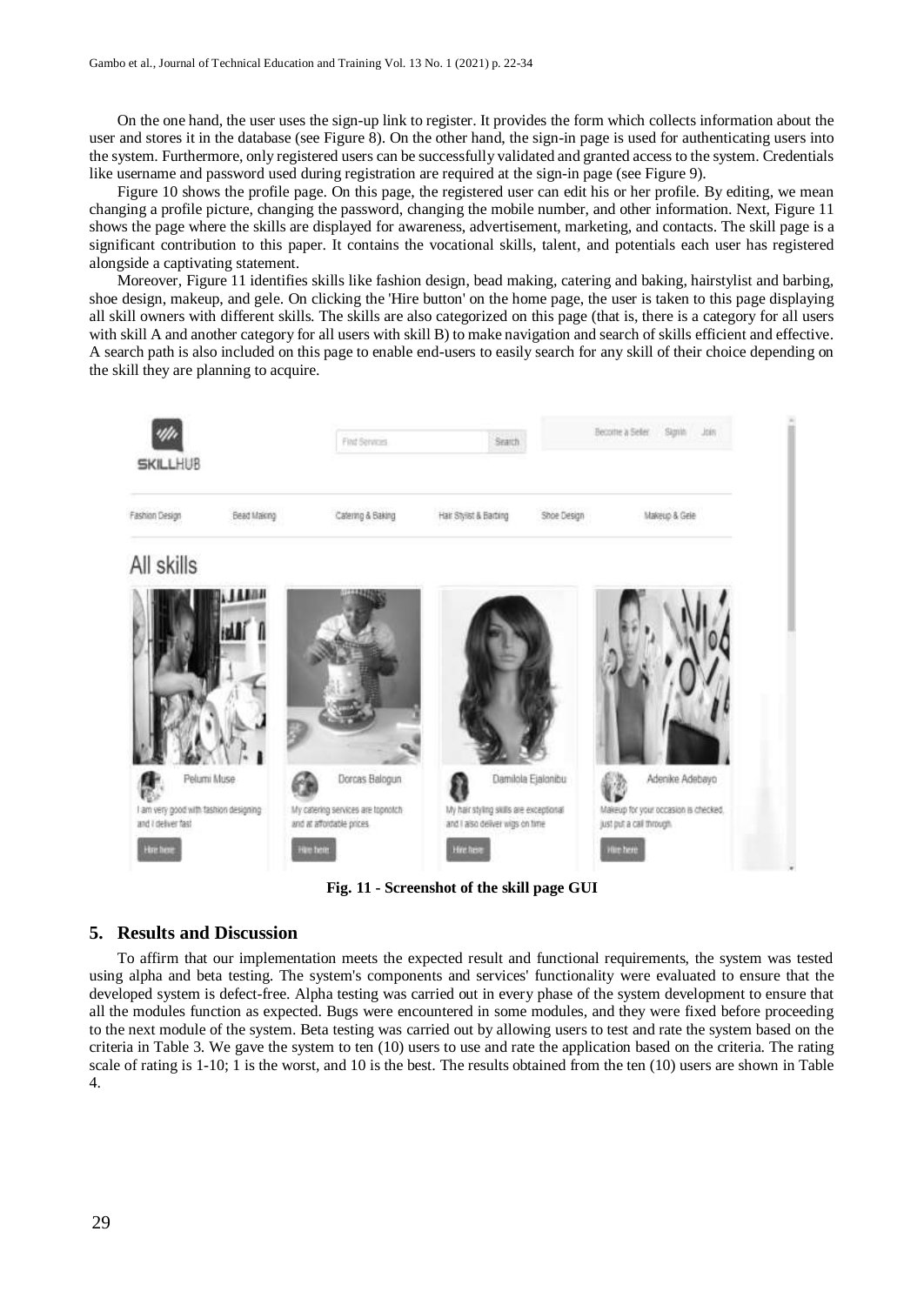On the one hand, the user uses the sign-up link to register. It provides the form which collects information about the user and stores it in the database (see Figure 8). On the other hand, the sign-in page is used for authenticating users into the system. Furthermore, only registered users can be successfully validated and granted access to the system. Credentials like username and password used during registration are required at the sign-in page (see Figure 9).

Figure 10 shows the profile page. On this page, the registered user can edit his or her profile. By editing, we mean changing a profile picture, changing the password, changing the mobile number, and other information. Next, Figure 11 shows the page where the skills are displayed for awareness, advertisement, marketing, and contacts. The skill page is a significant contribution to this paper. It contains the vocational skills, talent, and potentials each user has registered alongside a captivating statement.

Moreover, Figure 11 identifies skills like fashion design, bead making, catering and baking, hairstylist and barbing, shoe design, makeup, and gele. On clicking the 'Hire button' on the home page, the user is taken to this page displaying all skill owners with different skills. The skills are also categorized on this page (that is, there is a category for all users with skill A and another category for all users with skill B) to make navigation and search of skills efficient and effective. A search path is also included on this page to enable end-users to easily search for any skill of their choice depending on the skill they are planning to acquire.

**Fig. 11 - Screenshot of the skill page GUI**

## 5. Results and Discussion

To affirm that our implementation meets the expected result and functional requirements, the system was tested using alpha and beta testing. The system's components and services' functionality were evaluated to ensure that the developed system is defect-free. Alpha testing was carried out in every phase of the system development to ensure that all the modules function as expected. Bugs were encountered in some modules, and they were fixed before proceeding to the next module of the system. Beta testing was carried out by allowing users to test and rate the system based on the criteria in Table 3. We gave the system to ten (10) users to use and rate the application based on the criteria. The rating scale of rating is 1-10; 1 is the worst, and 10 is the best. The results obtained from the ten (10) users are shown in Table 4.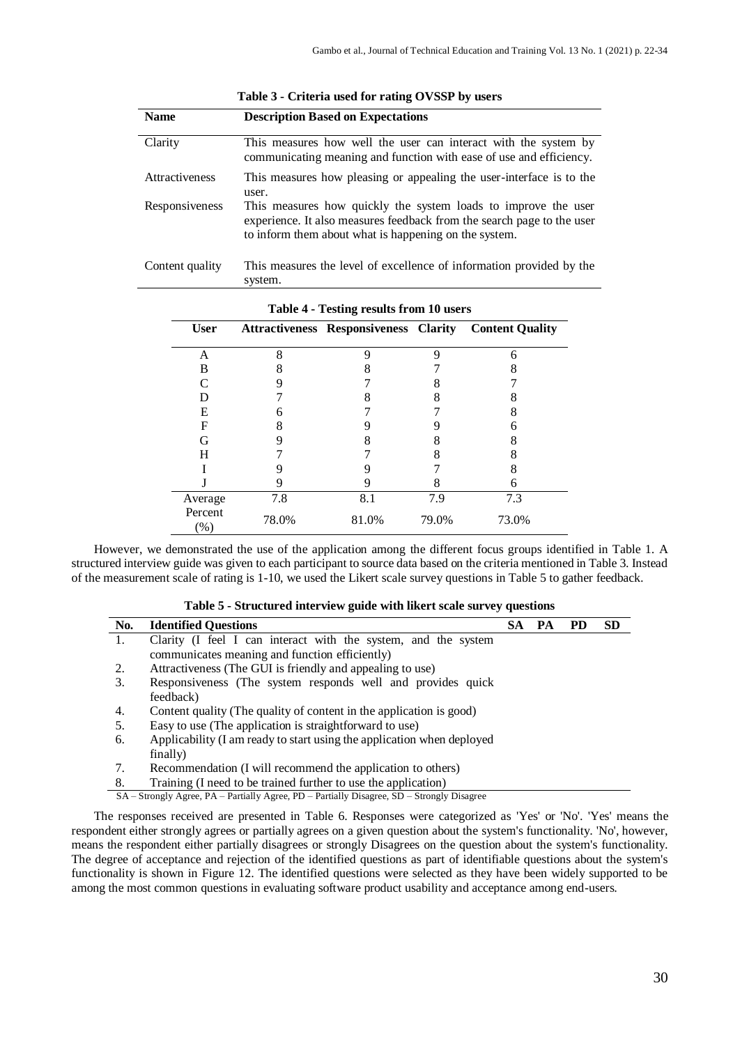**Table 3 - Criteria used for rating OVSSP by users**

| Name | Description Based on Expectations |
|---|---|
| Clarity | This measures how well the user can interact with the system by communicating meaning and function with ease of use and efficiency. |
| Attractiveness | This measures how pleasing or appealing the user-interface is to the user. |
| Responsiveness | This measures how quickly the system loads to improve the user experience. It also measures feedback from the search page to the user to inform them about what is happening on the system. |
| Content quality | This measures the level of excellence of information provided by the system. |

**Table 4 - Testing results from 10 users**

| User | Attractiveness | Responsiveness | Clarity | Content Quality |
|---|---|---|---|---|
| A | 8 | 9 | 9 | 6 |
| B | 8 | 8 | 7 | 8 |
| C | 9 | 7 | 8 | 7 |
| D | 7 | 8 | 8 | 8 |
| E | 6 | 7 | 7 | 8 |
| F | 8 | 9 | 9 | 6 |
| G | 9 | 8 | 8 | 8 |
| H | 7 | 7 | 8 | 8 |
| I | 9 | 9 | 7 | 8 |
| J | 9 | 9 | 8 | 6 |
| Average | 7.8 | 8.1 | 7.9 | 7.3 |
| Percent (%) | 78.0% | 81.0% | 79.0% | 73.0% |

However, we demonstrated the use of the application among the different focus groups identified in Table 1. A structured interview guide was given to each participant to source data based on the criteria mentioned in Table 3. Instead of the measurement scale of rating is 1-10, we used the Likert scale survey questions in Table 5 to gather feedback.

**Table 5 - Structured interview guide with likert scale survey questions**

| No. | Identified Questions | SA | PA | PD | SD |
|---|---|---|---|---|---|
| 1. | Clarity (I feel I can interact with the system, and the system communicates meaning and function efficiently) | | | | |
| 2. | Attractiveness (The GUI is friendly and appealing to use) | | | | |
| 3. | Responsiveness (The system responds well and provides quick feedback) | | | | |
| 4. | Content quality (The quality of content in the application is good) | | | | |
| 5. | Easy to use (The application is straightforward to use) | | | | |
| 6. | Applicability (I am ready to start using the application when deployed finally) | | | | |
| 7. | Recommendation (I will recommend the application to others) | | | | |
| 8. | Training (I need to be trained further to use the application) | | | | |

SA – Strongly Agree, PA – Partially Agree, PD – Partially Disagree, SD – Strongly Disagree

The responses received are presented in Table 6. Responses were categorized as 'Yes' or 'No'. 'Yes' means the respondent either strongly agrees or partially agrees on a given question about the system's functionality. 'No', however, means the respondent either partially disagrees or strongly Disagrees on the question about the system's functionality. The degree of acceptance and rejection of the identified questions as part of identifiable questions about the system's functionality is shown in Figure 12. The identified questions were selected as they have been widely supported to be among the most common questions in evaluating software product usability and acceptance among end-users.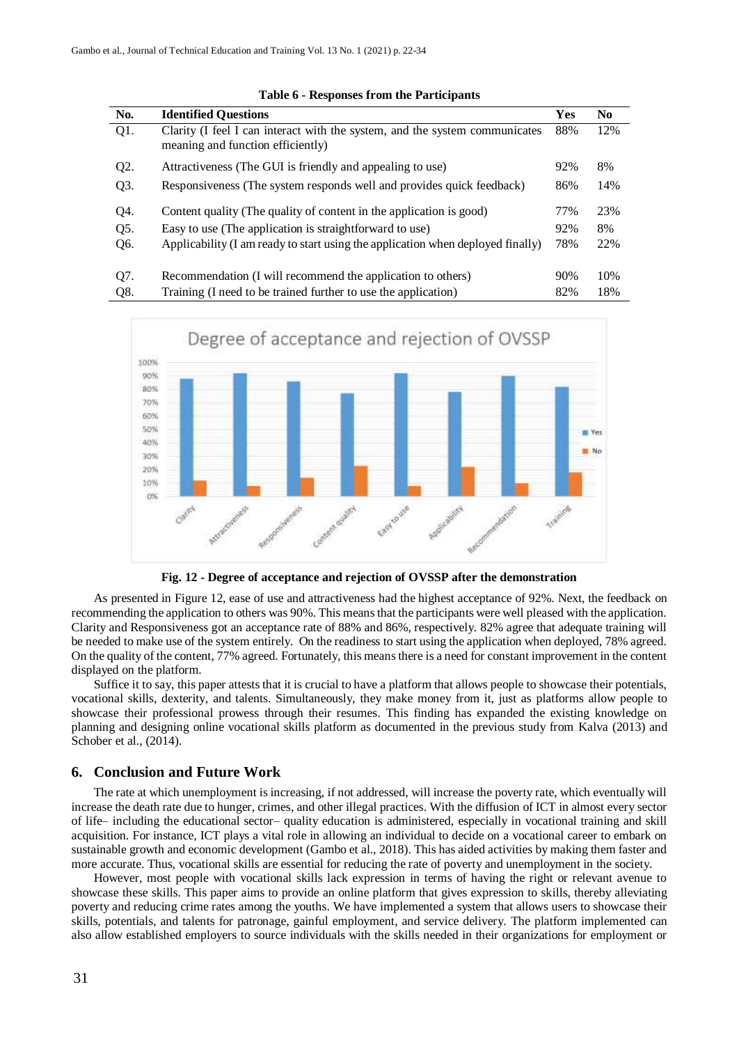**Table 6 - Responses from the Participants**

| No. | Identified Questions | Yes | No |
|---|---|---|---|
| Q1. | Clarity (I feel I can interact with the system, and the system communicates meaning and function efficiently) | 88% | 12% |
| Q2. | Attractiveness (The GUI is friendly and appealing to use) | 92% | 8% |
| Q3. | Responsiveness (The system responds well and provides quick feedback) | 86% | 14% |
| Q4. | Content quality (The quality of content in the application is good) | 77% | 23% |
| Q5. | Easy to use (The application is straightforward to use) | 92% | 8% |
| Q6. | Applicability (I am ready to start using the application when deployed finally) | 78% | 22% |
| Q7. | Recommendation (I will recommend the application to others) | 90% | 10% |
| Q8. | Training (I need to be trained further to use the application) | 82% | 18% |

**Fig. 12 - Degree of acceptance and rejection of OVSSP after the demonstration**

As presented in Figure 12, ease of use and attractiveness had the highest acceptance of 92%. Next, the feedback on recommending the application to others was 90%. This means that the participants were well pleased with the application. Clarity and Responsiveness got an acceptance rate of 88% and 86%, respectively. 82% agree that adequate training will be needed to make use of the system entirely. On the readiness to start using the application when deployed, 78% agreed. On the quality of the content, 77% agreed. Fortunately, this means there is a need for constant improvement in the content displayed on the platform.

Suffice it to say, this paper attests that it is crucial to have a platform that allows people to showcase their potentials, vocational skills, dexterity, and talents. Simultaneously, they make money from it, just as platforms allow people to showcase their professional prowess through their resumes. This finding has expanded the existing knowledge on planning and designing online vocational skills platform as documented in the previous study from Kalva (2013) and Schober et al., (2014).

## 6. Conclusion and Future Work

The rate at which unemployment is increasing, if not addressed, will increase the poverty rate, which eventually will increase the death rate due to hunger, crimes, and other illegal practices. With the diffusion of ICT in almost every sector of life– including the educational sector– quality education is administered, especially in vocational training and skill acquisition. For instance, ICT plays a vital role in allowing an individual to decide on a vocational career to embark on sustainable growth and economic development (Gambo et al., 2018). This has aided activities by making them faster and more accurate. Thus, vocational skills are essential for reducing the rate of poverty and unemployment in the society.

However, most people with vocational skills lack expression in terms of having the right or relevant avenue to showcase these skills. This paper aims to provide an online platform that gives expression to skills, thereby alleviating poverty and reducing crime rates among the youths. We have implemented a system that allows users to showcase their skills, potentials, and talents for patronage, gainful employment, and service delivery. The platform implemented can also allow established employers to source individuals with the skills needed in their organizations for employment or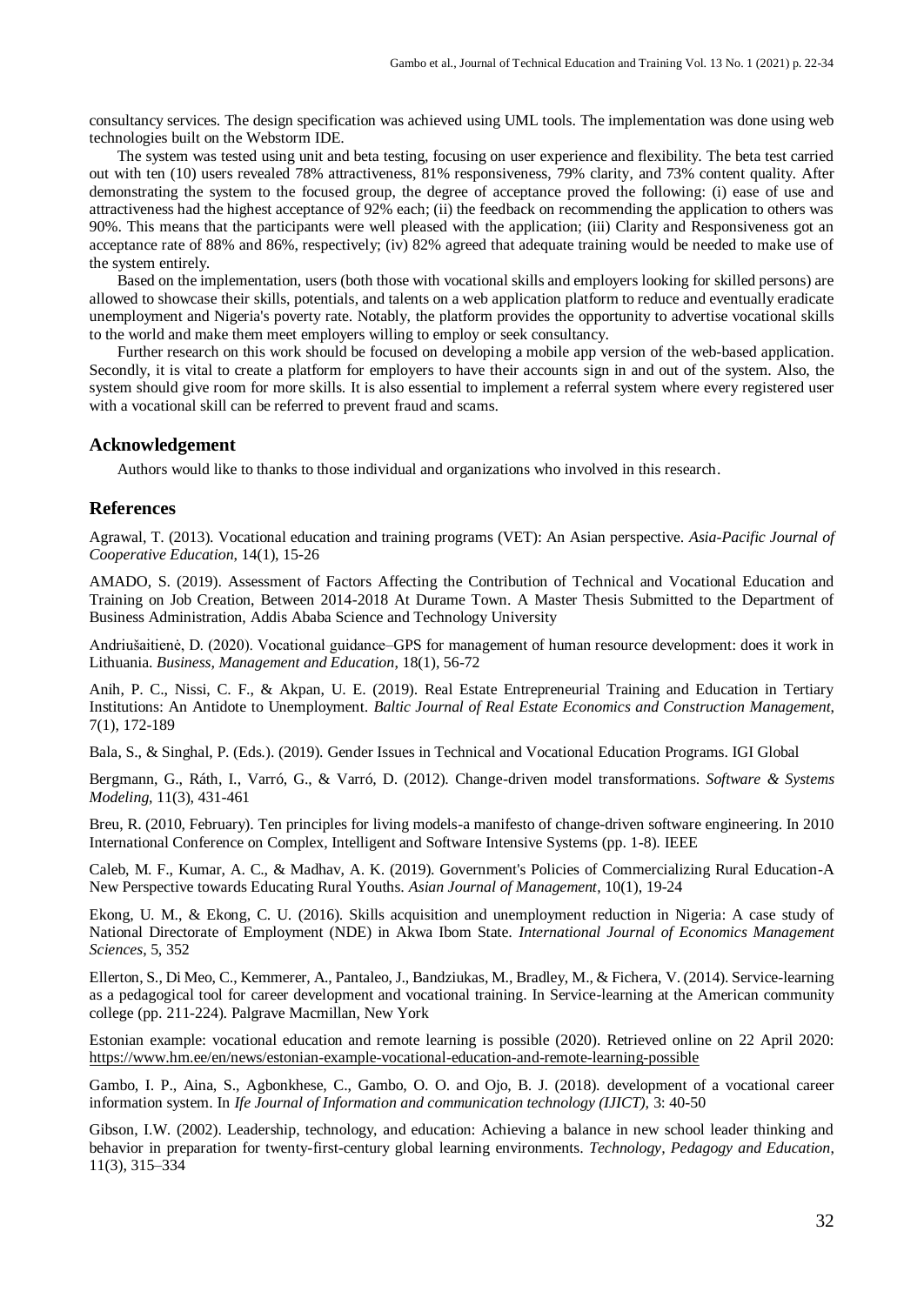consultancy services. The design specification was achieved using UML tools. The implementation was done using web technologies built on the Webstorm IDE.

The system was tested using unit and beta testing, focusing on user experience and flexibility. The beta test carried out with ten (10) users revealed 78% attractiveness, 81% responsiveness, 79% clarity, and 73% content quality. After demonstrating the system to the focused group, the degree of acceptance proved the following: (i) ease of use and attractiveness had the highest acceptance of 92% each; (ii) the feedback on recommending the application to others was 90%. This means that the participants were well pleased with the application; (iii) Clarity and Responsiveness got an acceptance rate of 88% and 86%, respectively; (iv) 82% agreed that adequate training would be needed to make use of the system entirely.

Based on the implementation, users (both those with vocational skills and employers looking for skilled persons) are allowed to showcase their skills, potentials, and talents on a web application platform to reduce and eventually eradicate unemployment and Nigeria's poverty rate. Notably, the platform provides the opportunity to advertise vocational skills to the world and make them meet employers willing to employ or seek consultancy.

Further research on this work should be focused on developing a mobile app version of the web-based application. Secondly, it is vital to create a platform for employers to have their accounts sign in and out of the system. Also, the system should give room for more skills. It is also essential to implement a referral system where every registered user with a vocational skill can be referred to prevent fraud and scams.

## Acknowledgement

Authors would like to thanks to those individual and organizations who involved in this research.

## References

Agrawal, T. (2013). Vocational education and training programs (VET): An Asian perspective. *Asia-Pacific Journal of Cooperative Education*, 14(1), 15-26

AMADO, S. (2019). Assessment of Factors Affecting the Contribution of Technical and Vocational Education and Training on Job Creation, Between 2014-2018 At Durame Town. A Master Thesis Submitted to the Department of Business Administration, Addis Ababa Science and Technology University

Andriušaitienė, D. (2020). Vocational guidance–GPS for management of human resource development: does it work in Lithuania. *Business, Management and Education*, 18(1), 56-72

Anih, P. C., Nissi, C. F., & Akpan, U. E. (2019). Real Estate Entrepreneurial Training and Education in Tertiary Institutions: An Antidote to Unemployment. *Baltic Journal of Real Estate Economics and Construction Management*, 7(1), 172-189

Bala, S., & Singhal, P. (Eds.). (2019). Gender Issues in Technical and Vocational Education Programs. IGI Global

Bergmann, G., Ráth, I., Varró, G., & Varró, D. (2012). Change-driven model transformations. *Software & Systems Modeling*, 11(3), 431-461

Breu, R. (2010, February). Ten principles for living models-a manifesto of change-driven software engineering. In 2010 International Conference on Complex, Intelligent and Software Intensive Systems (pp. 1-8). IEEE

Caleb, M. F., Kumar, A. C., & Madhav, A. K. (2019). Government's Policies of Commercializing Rural Education-A New Perspective towards Educating Rural Youths. *Asian Journal of Management*, 10(1), 19-24

Ekong, U. M., & Ekong, C. U. (2016). Skills acquisition and unemployment reduction in Nigeria: A case study of National Directorate of Employment (NDE) in Akwa Ibom State. *International Journal of Economics Management Sciences*, 5, 352

Ellerton, S., Di Meo, C., Kemmerer, A., Pantaleo, J., Bandziukas, M., Bradley, M., & Fichera, V. (2014). Service-learning as a pedagogical tool for career development and vocational training. In Service-learning at the American community college (pp. 211-224). Palgrave Macmillan, New York

Estonian example: vocational education and remote learning is possible (2020). Retrieved online on 22 April 2020: https://www.hm.ee/en/news/estonian-example-vocational-education-and-remote-learning-possible

Gambo, I. P., Aina, S., Agbonkhese, C., Gambo, O. O. and Ojo, B. J. (2018). development of a vocational career information system. In *Ife Journal of Information and communication technology (IJICT)*, 3: 40-50

Gibson, I.W. (2002). Leadership, technology, and education: Achieving a balance in new school leader thinking and behavior in preparation for twenty-first-century global learning environments. *Technology, Pedagogy and Education*, 11(3), 315–334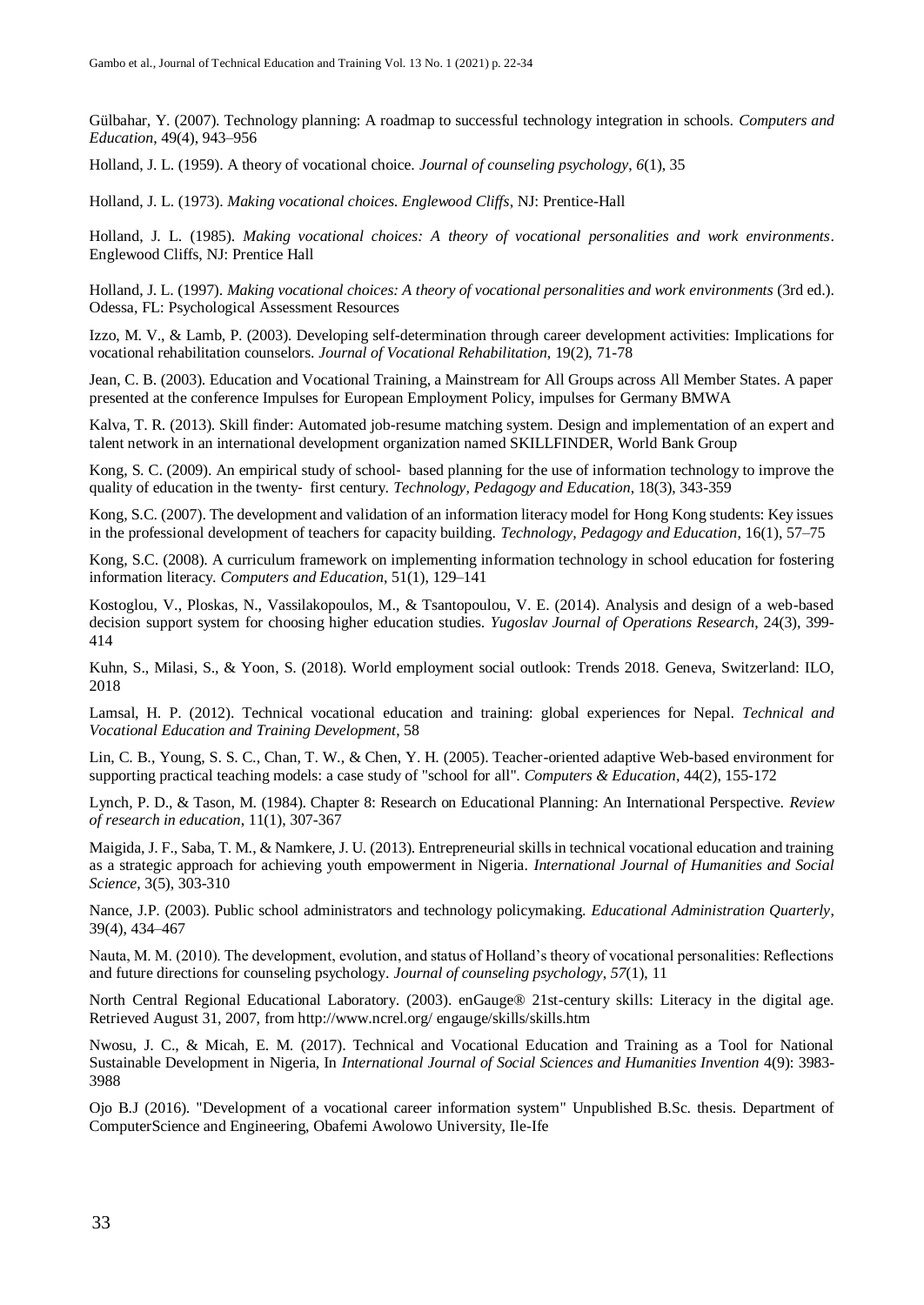Gülbahar, Y. (2007). Technology planning: A roadmap to successful technology integration in schools. *Computers and Education*, 49(4), 943–956

Holland, J. L. (1959). A theory of vocational choice. *Journal of counseling psychology*, *6*(1), 35

Holland, J. L. (1973). *Making vocational choices. Englewood Cliffs*, NJ: Prentice-Hall

Holland, J. L. (1985). *Making vocational choices: A theory of vocational personalities and work environments*. Englewood Cliffs, NJ: Prentice Hall

Holland, J. L. (1997). *Making vocational choices: A theory of vocational personalities and work environments* (3rd ed.). Odessa, FL: Psychological Assessment Resources

Izzo, M. V., & Lamb, P. (2003). Developing self-determination through career development activities: Implications for vocational rehabilitation counselors. *Journal of Vocational Rehabilitation,* 19(2), 71-78

Jean, C. B. (2003). Education and Vocational Training, a Mainstream for All Groups across All Member States. A paper presented at the conference Impulses for European Employment Policy, impulses for Germany BMWA

Kalva, T. R. (2013). Skill finder: Automated job-resume matching system. Design and implementation of an expert and talent network in an international development organization named SKILLFINDER, World Bank Group

Kong, S. C. (2009). An empirical study of school‐ based planning for the use of information technology to improve the quality of education in the twenty‐ first century. *Technology, Pedagogy and Education*, 18(3), 343-359

Kong, S.C. (2007). The development and validation of an information literacy model for Hong Kong students: Key issues in the professional development of teachers for capacity building. *Technology, Pedagogy and Education*, 16(1), 57–75

Kong, S.C. (2008). A curriculum framework on implementing information technology in school education for fostering information literacy. *Computers and Education*, 51(1), 129–141

Kostoglou, V., Ploskas, N., Vassilakopoulos, M., & Tsantopoulou, V. E. (2014). Analysis and design of a web-based decision support system for choosing higher education studies. *Yugoslav Journal of Operations Research*, 24(3), 399-414

Kuhn, S., Milasi, S., & Yoon, S. (2018). World employment social outlook: Trends 2018. Geneva, Switzerland: ILO, 2018

Lamsal, H. P. (2012). Technical vocational education and training: global experiences for Nepal. *Technical and Vocational Education and Training Development*, 58

Lin, C. B., Young, S. S. C., Chan, T. W., & Chen, Y. H. (2005). Teacher-oriented adaptive Web-based environment for supporting practical teaching models: a case study of "school for all". *Computers & Education*, 44(2), 155-172

Lynch, P. D., & Tason, M. (1984). Chapter 8: Research on Educational Planning: An International Perspective. *Review of research in education*, 11(1), 307-367

Maigida, J. F., Saba, T. M., & Namkere, J. U. (2013). Entrepreneurial skills in technical vocational education and training as a strategic approach for achieving youth empowerment in Nigeria. *International Journal of Humanities and Social Science*, 3(5), 303-310

Nance, J.P. (2003). Public school administrators and technology policymaking. *Educational Administration Quarterly*, 39(4), 434–467

Nauta, M. M. (2010). The development, evolution, and status of Holland's theory of vocational personalities: Reflections and future directions for counseling psychology. *Journal of counseling psychology*, *57*(1), 11

North Central Regional Educational Laboratory. (2003). enGauge® 21st-century skills: Literacy in the digital age. Retrieved August 31, 2007, from http://www.ncrel.org/ engauge/skills/skills.htm

Nwosu, J. C., & Micah, E. M. (2017). Technical and Vocational Education and Training as a Tool for National Sustainable Development in Nigeria, In *International Journal of Social Sciences and Humanities Invention* 4(9): 3983-3988

Ojo B.J (2016). "Development of a vocational career information system" Unpublished B.Sc. thesis. Department of ComputerScience and Engineering, Obafemi Awolowo University, Ile-Ife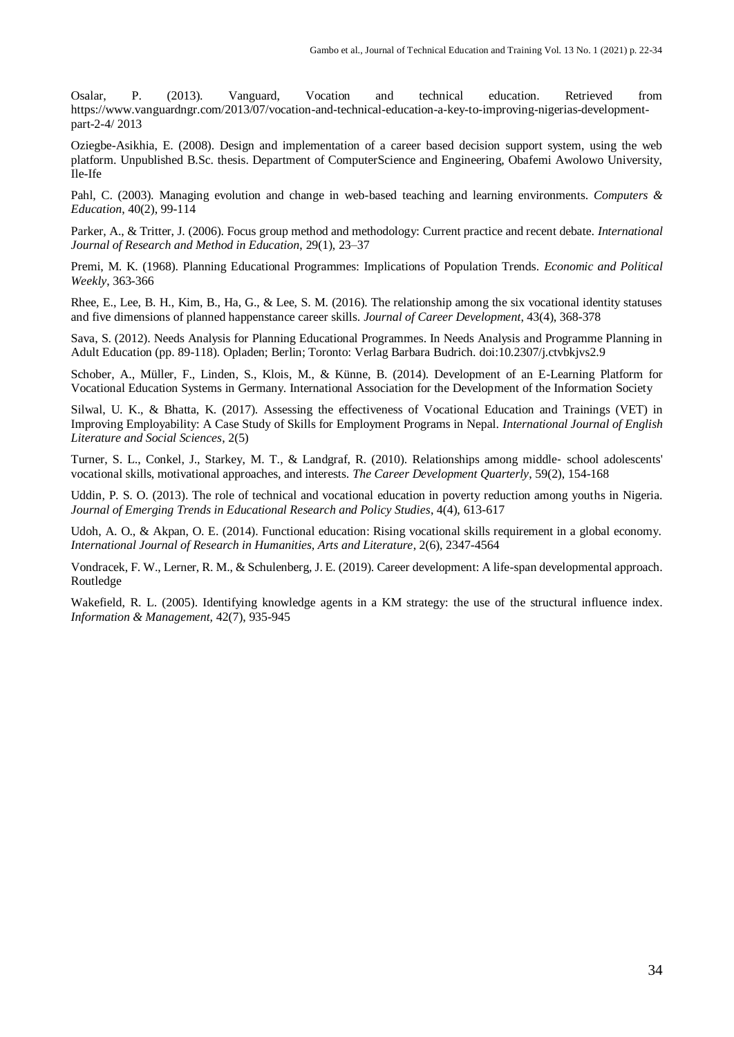Osalar, P. (2013). Vanguard, Vocation and technical education. Retrieved from https://www.vanguardngr.com/2013/07/vocation-and-technical-education-a-key-to-improving-nigerias-development-part-2-4/ 2013

Oziegbe-Asikhia, E. (2008). Design and implementation of a career based decision support system, using the web platform. Unpublished B.Sc. thesis. Department of ComputerScience and Engineering, Obafemi Awolowo University, Ile-Ife

Pahl, C. (2003). Managing evolution and change in web-based teaching and learning environments. *Computers & Education*, 40(2), 99-114

Parker, A., & Tritter, J. (2006). Focus group method and methodology: Current practice and recent debate. *International Journal of Research and Method in Education,* 29(1), 23–37

Premi, M. K. (1968). Planning Educational Programmes: Implications of Population Trends. *Economic and Political Weekly*, 363-366

Rhee, E., Lee, B. H., Kim, B., Ha, G., & Lee, S. M. (2016). The relationship among the six vocational identity statuses and five dimensions of planned happenstance career skills. *Journal of Career Development*, 43(4), 368-378

Sava, S. (2012). Needs Analysis for Planning Educational Programmes. In Needs Analysis and Programme Planning in Adult Education (pp. 89-118). Opladen; Berlin; Toronto: Verlag Barbara Budrich. doi:10.2307/j.ctvbkjvs2.9

Schober, A., Müller, F., Linden, S., Klois, M., & Künne, B. (2014). Development of an E-Learning Platform for Vocational Education Systems in Germany. International Association for the Development of the Information Society

Silwal, U. K., & Bhatta, K. (2017). Assessing the effectiveness of Vocational Education and Trainings (VET) in Improving Employability: A Case Study of Skills for Employment Programs in Nepal. *International Journal of English Literature and Social Sciences*, 2(5)

Turner, S. L., Conkel, J., Starkey, M. T., & Landgraf, R. (2010). Relationships among middle- school adolescents' vocational skills, motivational approaches, and interests. *The Career Development Quarterly*, 59(2), 154-168

Uddin, P. S. O. (2013). The role of technical and vocational education in poverty reduction among youths in Nigeria. *Journal of Emerging Trends in Educational Research and Policy Studies*, 4(4), 613-617

Udoh, A. O., & Akpan, O. E. (2014). Functional education: Rising vocational skills requirement in a global economy. *International Journal of Research in Humanities, Arts and Literature*, 2(6), 2347-4564

Vondracek, F. W., Lerner, R. M., & Schulenberg, J. E. (2019). Career development: A life-span developmental approach. Routledge

Wakefield, R. L. (2005). Identifying knowledge agents in a KM strategy: the use of the structural influence index. *Information & Management*, 42(7), 935-945